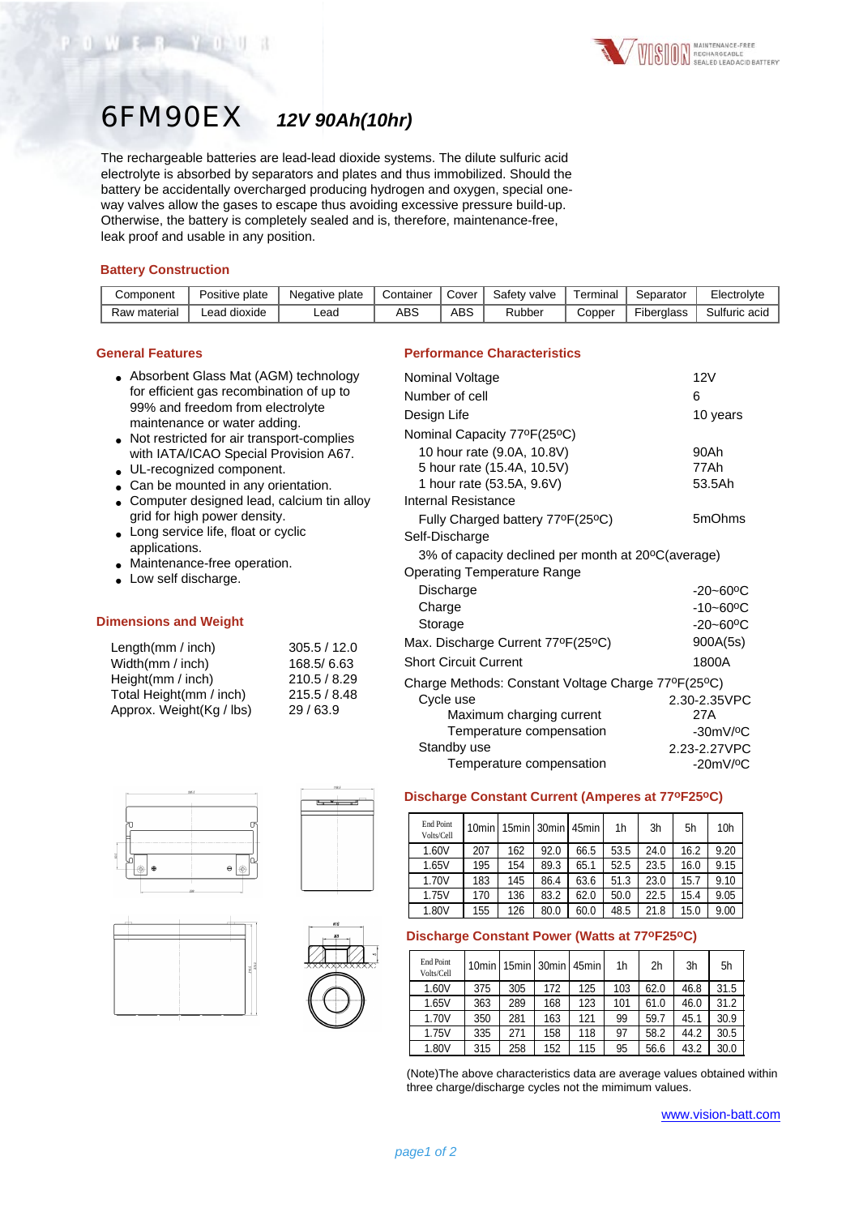# 6FM90EX *12V 90Ah(10hr)*

The rechargeable batteries are lead-lead dioxide systems. The dilute sulfuric acid electrolyte is absorbed by separators and plates and thus immobilized. Should the battery be accidentally overcharged producing hydrogen and oxygen, special one-way valves allow the gases to escape thus avoiding excessive pressure build-up. Otherwise, the battery is completely sealed and is, therefore, maintenance-free, leak proof and usable in any position.

## Battery Construction

| Component | Positive plate | Negative plate | Container | Cover | Safety valve | Terminal | Separator | Electrolyte |
|---|---|---|---|---|---|---|---|---|
| Raw material | Lead dioxide | Lead | ABS | ABS | Rubber | Copper | Fiberglass | Sulfuric acid |

## General Features

- Absorbent Glass Mat (AGM) technology for efficient gas recombination of up to 99% and freedom from electrolyte maintenance or water adding.
- Not restricted for air transport-complies with IATA/ICAO Special Provision A67.
- UL-recognized component.
- Can be mounted in any orientation.
- Computer designed lead, calcium tin alloy grid for high power density.
- Long service life, float or cyclic applications.
- Maintenance-free operation.
- Low self discharge.

## Dimensions and Weight

| | |
|---|---|
| Length(mm / inch) | 305.5 / 12.0 |
| Width(mm / inch) | 168.5/ 6.63 |
| Height(mm / inch) | 210.5 / 8.29 |
| Total Height(mm / inch) | 215.5 / 8.48 |
| Approx. Weight(Kg / lbs) | 29 / 63.9 |

## Performance Characteristics

| | |
|---|---|
| Nominal Voltage | 12V |
| Number of cell | 6 |
| Design Life | 10 years |
| Nominal Capacity 77ºF(25ºC) | |
| 10 hour rate (9.0A, 10.8V) | 90Ah |
| 5 hour rate (15.4A, 10.5V) | 77Ah |
| 1 hour rate (53.5A, 9.6V) | 53.5Ah |
| Internal Resistance | |
| Fully Charged battery 77ºF(25ºC) | 5mOhms |
| Self-Discharge | |
| 3% of capacity declined per month at 20ºC(average) | |
| Operating Temperature Range | |
| Discharge | -20~60ºC |
| Charge | -10~60ºC |
| Storage | -20~60ºC |
| Max. Discharge Current 77ºF(25ºC) | 900A(5s) |
| Short Circuit Current | 1800A |
| Charge Methods: Constant Voltage Charge 77ºF(25ºC) | |
| Cycle use | 2.30-2.35VPC |
| Maximum charging current | 27A |
| Temperature compensation | -30mV/ºC |
| Standby use | 2.23-2.27VPC |
| Temperature compensation | -20mV/ºC |

## Discharge Constant Current (Amperes at 77ºF25ºC)

| End Point Volts/Cell | 10min | 15min | 30min | 45min | 1h | 3h | 5h | 10h |
|---|---|---|---|---|---|---|---|---|
| 1.60V | 207 | 162 | 92.0 | 66.5 | 53.5 | 24.0 | 16.2 | 9.20 |
| 1.65V | 195 | 154 | 89.3 | 65.1 | 52.5 | 23.5 | 16.0 | 9.15 |
| 1.70V | 183 | 145 | 86.4 | 63.6 | 51.3 | 23.0 | 15.7 | 9.10 |
| 1.75V | 170 | 136 | 83.2 | 62.0 | 50.0 | 22.5 | 15.4 | 9.05 |
| 1.80V | 155 | 126 | 80.0 | 60.0 | 48.5 | 21.8 | 15.0 | 9.00 |

## Discharge Constant Power (Watts at 77ºF25ºC)

| End Point Volts/Cell | 10min | 15min | 30min | 45min | 1h | 2h | 3h | 5h |
|---|---|---|---|---|---|---|---|---|
| 1.60V | 375 | 305 | 172 | 125 | 103 | 62.0 | 46.8 | 31.5 |
| 1.65V | 363 | 289 | 168 | 123 | 101 | 61.0 | 46.0 | 31.2 |
| 1.70V | 350 | 281 | 163 | 121 | 99 | 59.7 | 45.1 | 30.9 |
| 1.75V | 335 | 271 | 158 | 118 | 97 | 58.2 | 44.2 | 30.5 |
| 1.80V | 315 | 258 | 152 | 115 | 95 | 56.6 | 43.2 | 30.0 |

(Note)The above characteristics data are average values obtained within three charge/discharge cycles not the mimimum values.

www.vision-batt.com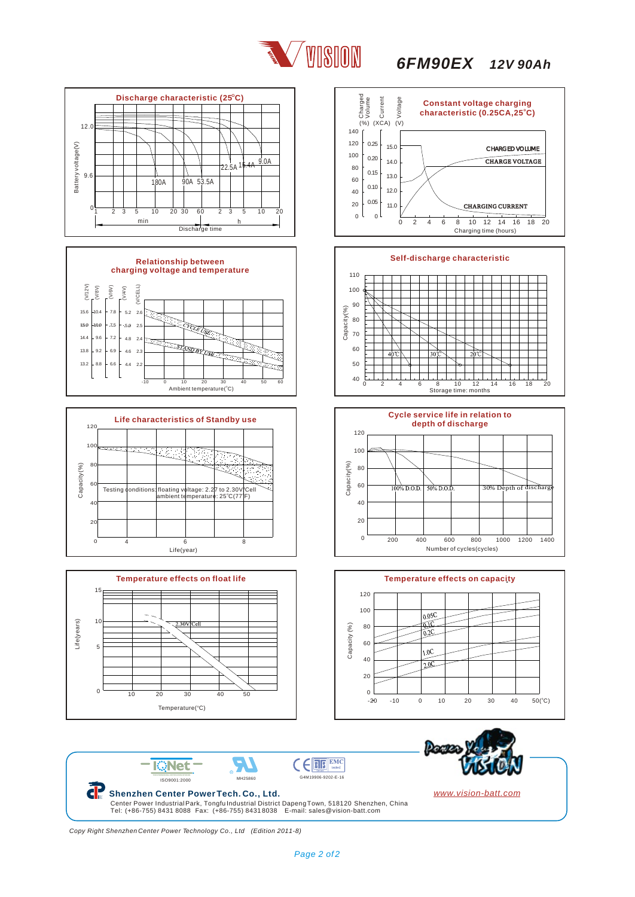# VISION 6FM90EX 12V 90Ah

## Discharge characteristic (25°C)

Battery voltage(V)
12.0
9.6
0
180A
90A 53.5A
22.5A 15.4A 9.0A
1 2 3 5 10 20 30 60 2 3 5 10 20
min h
Discharge time

## Constant voltage charging characteristic (0.25CA,25°C)

Charged Volume (%) Current (XCA) Voltage (V)
140 120 100 80 60 40 20 0
0.25 0.20 0.15 0.10 0.05 0
15.0 14.0 13.0 12.0 11.0
CHARGED VOLUME
CHARGE VOLTAGE
CHARGING CURRENT
0 2 4 6 8 10 12 14 16 18 20
Charging time (hours)

## Relationship between charging voltage and temperature

(V/12V) (V/8V) (V/6V) (V/4V) (V/CELL)
15.6 10.4 7.8 5.2 2.6
15.0 10.0 7.5 5.0 2.5
14.4 9.6 7.2 4.8 2.4
13.8 9.2 6.9 4.6 2.3
13.2 8.8 6.6 4.4 2.2
CYCLE USE
STAND BY USE
-10 0 10 20 30 40 50 60
Ambient temperature(°C)

## Self-discharge characteristic

Capacity(%)
110 100 90 80 70 60 50 40
40°C 30°C 20°C
0 2 4 6 8 10 12 14 16 18 20
Storage time: months

## Life characteristics of Standby use

Capacity(%)
120 100 80 60 40 20 0
Testing conditions: floating voltage: 2.27 to 2.30V/Cell
ambient temperature: 25°C(77°F)
4 6 8
Life(year)

## Cycle service life in relation to depth of discharge

Capacity(%)
120 100 80 60 40 20 0
100% D.O.D. 50% D.O.D. 30% Depth of discharge
200 400 600 800 1000 1200 1400
Number of cycles(cycles)

## Temperature effects on float life

Life(years)
15 10 5 0
2.30V/Cell
10 20 30 40 50
Temperature(°C)

## Temperature effects on capacity

Capacity (%)
120 100 80 60 40 20 0
0.05C 0.1C 0.2C 1.0C 2.0C
-20 -10 0 10 20 30 40 50(°C)

IQNet ISO9001:2000
MH25860
CE EMC G4M19906-9202-E-16

Power Your VISION

**Shenzhen Center Power Tech. Co., Ltd.**

www.vision-batt.com

Center Power Industrial Park, Tongfu Industrial District Dapeng Town, 518120 Shenzhen, China
Tel: (+86-755) 8431 8088 Fax: (+86-755) 8431 8038 E-mail: sales@vision-batt.com

*Copy Right Shenzhen Center Power Technology Co., Ltd (Edition 2011-8)*